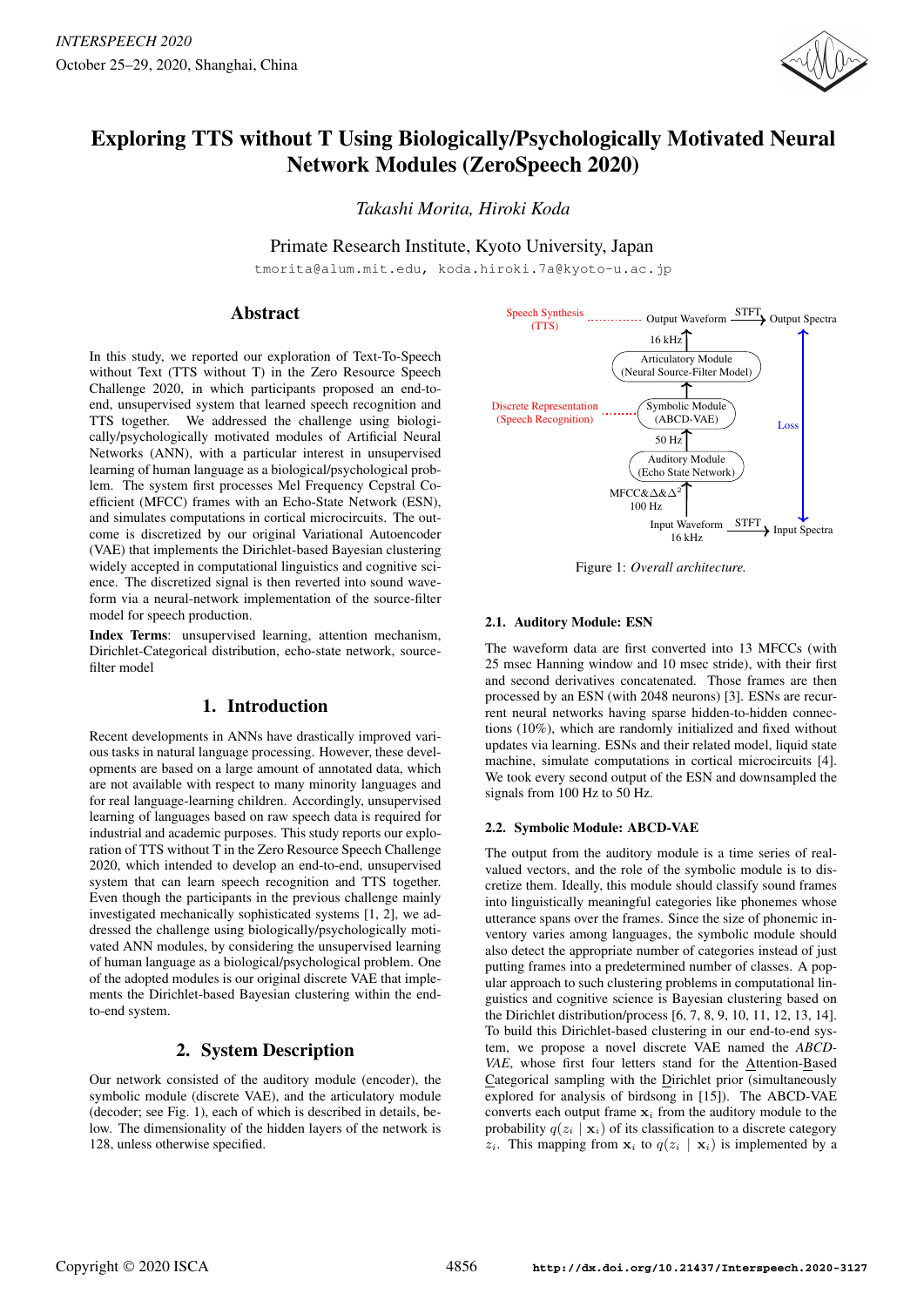# Exploring TTS without T Using Biologically/Psychologically Motivated Neural Network Modules (ZeroSpeech 2020)

*Takashi Morita, Hiroki Koda*

Primate Research Institute, Kyoto University, Japan

tmorita@alum.mit.edu, koda.hiroki.7a@kyoto-u.ac.jp

## Abstract

In this study, we reported our exploration of Text-To-Speech without Text (TTS without T) in the Zero Resource Speech Challenge 2020, in which participants proposed an end-to-end, unsupervised system that learned speech recognition and TTS together. We addressed the challenge using biologically/psychologically motivated modules of Artificial Neural Networks (ANN), with a particular interest in unsupervised learning of human language as a biological/psychological problem. The system first processes Mel Frequency Cepstral Coefficient (MFCC) frames with an Echo-State Network (ESN), and simulates computations in cortical microcircuits. The outcome is discretized by our original Variational Autoencoder (VAE) that implements the Dirichlet-based Bayesian clustering widely accepted in computational linguistics and cognitive science. The discretized signal is then reverted into sound waveform via a neural-network implementation of the source-filter model for speech production.

**Index Terms**: unsupervised learning, attention mechanism, Dirichlet-Categorical distribution, echo-state network, source-filter model

## 1. Introduction

Recent developments in ANNs have drastically improved various tasks in natural language processing. However, these developments are based on a large amount of annotated data, which are not available with respect to many minority languages and for real language-learning children. Accordingly, unsupervised learning of languages based on raw speech data is required for industrial and academic purposes. This study reports our exploration of TTS without T in the Zero Resource Speech Challenge 2020, which intended to develop an end-to-end, unsupervised system that can learn speech recognition and TTS together. Even though the participants in the previous challenge mainly investigated mechanically sophisticated systems [1, 2], we addressed the challenge using biologically/psychologically motivated ANN modules, by considering the unsupervised learning of human language as a biological/psychological problem. One of the adopted modules is our original discrete VAE that implements the Dirichlet-based Bayesian clustering within the end-to-end system.

## 2. System Description

Our network consisted of the auditory module (encoder), the symbolic module (discrete VAE), and the articulatory module (decoder; see Fig. 1), each of which is described in details, below. The dimensionality of the hidden layers of the network is 128, unless otherwise specified.

Figure 1: *Overall architecture.*

### 2.1. Auditory Module: ESN

The waveform data are first converted into 13 MFCCs (with 25 msec Hanning window and 10 msec stride), with their first and second derivatives concatenated. Those frames are then processed by an ESN (with 2048 neurons) [3]. ESNs are recurrent neural networks having sparse hidden-to-hidden connections (10%), which are randomly initialized and fixed without updates via learning. ESNs and their related model, liquid state machine, simulate computations in cortical microcircuits [4]. We took every second output of the ESN and downsampled the signals from 100 Hz to 50 Hz.

### 2.2. Symbolic Module: ABCD-VAE

The output from the auditory module is a time series of real-valued vectors, and the role of the symbolic module is to discretize them. Ideally, this module should classify sound frames into linguistically meaningful categories like phonemes whose utterance spans over the frames. Since the size of phonemic inventory varies among languages, the symbolic module should also detect the appropriate number of categories instead of just putting frames into a predetermined number of classes. A popular approach to such clustering problems in computational linguistics and cognitive science is Bayesian clustering based on the Dirichlet distribution/process [6, 7, 8, 9, 10, 11, 12, 13, 14]. To build this Dirichlet-based clustering in our end-to-end system, we propose a novel discrete VAE named the *ABCD-VAE*, whose first four letters stand for the Attention-Based Categorical sampling with the Dirichlet prior (simultaneously explored for analysis of birdsong in [15]). The ABCD-VAE converts each output frame $\mathbf{x}_i$ from the auditory module to the probability $q(z_i \mid \mathbf{x}_i)$ of its classification to a discrete category $z_i$. This mapping from $\mathbf{x}_i$ to $q(z_i \mid \mathbf{x}_i)$ is implemented by a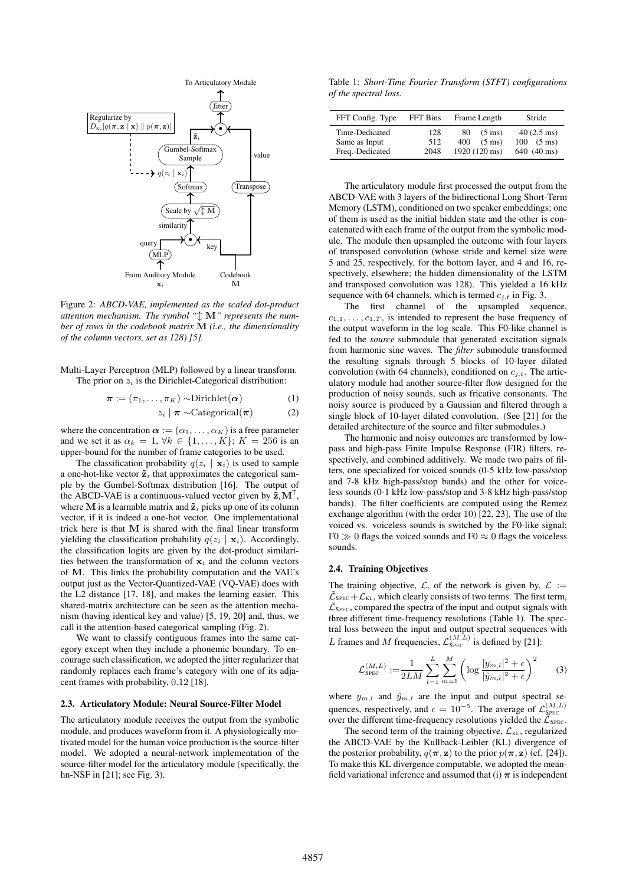Figure 2: *ABCD-VAE, implemented as the scaled dot-product attention mechanism. The symbol "$\updownarrow \mathbf{M}$" represents the number of rows in the codebook matrix* $\mathbf{M}$ *(i.e., the dimensionality of the column vectors, set as 128) [5].*

Multi-Layer Perceptron (MLP) followed by a linear transform.

The prior on $z_i$ is the Dirichlet-Categorical distribution:

$$\boldsymbol{\pi} := (\pi_1, \ldots, \pi_K) \sim \text{Dirichlet}(\boldsymbol{\alpha}) \tag{1}$$

$$z_i \mid \boldsymbol{\pi} \sim \text{Categorical}(\boldsymbol{\pi}) \tag{2}$$

where the concentration $\boldsymbol{\alpha} := (\alpha_1, \ldots, \alpha_K)$ is a free parameter and we set it as $\alpha_k = 1$, $\forall k \in \{1, \ldots, K\}$; $K = 256$ is an upper-bound for the number of frame categories to be used.

The classification probability $q(z_i \mid \mathbf{x}_i)$ is used to sample a one-hot-like vector $\tilde{\mathbf{z}}_i$ that approximates the categorical sample by the Gumbel-Softmax distribution [16]. The output of the ABCD-VAE is a continuous-valued vector given by $\tilde{\mathbf{z}}_i \mathbf{M}^{\mathrm{T}}$, where $\mathbf{M}$ is a learnable matrix and $\tilde{\mathbf{z}}_i$ picks up one of its column vector, if it is indeed a one-hot vector. One implementational trick here is that $\mathbf{M}$ is shared with the final linear transform yielding the classification probability $q(z_i \mid \mathbf{x}_i)$. Accordingly, the classification logits are given by the dot-product similarities between the transformation of $\mathbf{x}_i$ and the column vectors of $\mathbf{M}$. This links the probability computation and the VAE's output just as the Vector-Quantized-VAE (VQ-VAE) does with the L2 distance [17, 18], and makes the learning easier. This shared-matrix architecture can be seen as the attention mechanism (having identical key and value) [5, 19, 20] and, thus, we call it the attention-based categorical sampling (Fig. 2).

We want to classify contiguous frames into the same category except when they include a phonemic boundary. To encourage such classification, we adopted the jitter regularizer that randomly replaces each frame's category with one of its adjacent frames with probability, 0.12 [18].

### 2.3. Articulatory Module: Neural Source-Filter Model

The articulatory module receives the output from the symbolic module, and produces waveform from it. A physiologically motivated model for the human voice production is the source-filter model. We adopted a neural-network implementation of the source-filter model for the articulatory module (specifically, the hn-NSF in [21]; see Fig. 3).

Table 1: *Short-Time Fourier Transform (STFT) configurations of the spectral loss.*

| FFT Config. Type | FFT Bins | Frame Length | Stride |
|---|---|---|---|
| Time-Dedicated | 128 | 80 (5 ms) | 40 (2.5 ms) |
| Same as Input | 512 | 400 (5 ms) | 100 (5 ms) |
| Freq.-Dedicated | 2048 | 1920 (120 ms) | 640 (40 ms) |

The articulatory module first processed the output from the ABCD-VAE with 3 layers of the bidirectional Long Short-Term Memory (LSTM), conditioned on two speaker embeddings; one of them is used as the initial hidden state and the other is concatenated with each frame of the output from the symbolic module. The module then upsampled the outcome with four layers of transposed convolution (whose stride and kernel size were 5 and 25, respectively, for the bottom layer, and 4 and 16, respectively, elsewhere; the hidden dimensionality of the LSTM and transposed convolution was 128). This yielded a 16 kHz sequence with 64 channels, which is termed $c_{j,t}$ in Fig. 3.

The first channel of the upsampled sequence, $c_{1,1}, \ldots, c_{1,T}$, is intended to represent the base frequency of the output waveform in the log scale. This F0-like channel is fed to the *source* submodule that generated excitation signals from harmonic sine waves. The *filter* submodule transformed the resulting signals through 5 blocks of 10-layer dilated convolution (with 64 channels), conditioned on $c_{j,t}$. The articulatory module had another source-filter flow designed for the production of noisy sounds, such as fricative consonants. The noisy source is produced by a Gaussian and filtered through a single block of 10-layer dilated convolution. (See [21] for the detailed architecture of the source and filter submodules.)

The harmonic and noisy outcomes are transformed by low-pass and high-pass Finite Impulse Response (FIR) filters, respectively, and combined additively. We made two pairs of filters, one specialized for voiced sounds (0-5 kHz low-pass/stop and 7-8 kHz high-pass/stop bands) and the other for voiceless sounds (0-1 kHz low-pass/stop and 3-8 kHz high-pass/stop bands). The filter coefficients are computed using the Remez exchange algorithm (with the order 10) [22, 23]. The use of the voiced vs. voiceless sounds is switched by the F0-like signal; F0 $\gg 0$ flags the voiced sounds and F0 $\approx 0$ flags the voiceless sounds.

### 2.4. Training Objectives

The training objective, $\mathcal{L}$, of the network is given by, $\mathcal{L} := \bar{\mathcal{L}}_{\text{SPEC}} + \mathcal{L}_{\text{KL}}$, which clearly consists of two terms. The first term, $\bar{\mathcal{L}}_{\text{SPEC}}$, compared the spectra of the input and output signals with three different time-frequency resolutions (Table 1). The spectral loss between the input and output spectral sequences with $L$ frames and $M$ frequencies, $\mathcal{L}_{\text{SPEC}}^{(M,L)}$ is defined by [21]:

$$\mathcal{L}_{\text{SPEC}}^{(M,L)} := \frac{1}{2LM} \sum_{l=1}^{L} \sum_{m=1}^{M} \left( \log \frac{|y_{m,l}|^2 + \epsilon}{|\hat{y}_{m,l}|^2 + \epsilon} \right)^2 \tag{3}$$

where $y_{m,l}$ and $\hat{y}_{m,l}$ are the input and output spectral sequences, respectively, and $\epsilon = 10^{-5}$. The average of $\mathcal{L}_{\text{SPEC}}^{(M,L)}$ over the different time-frequency resolutions yielded the $\bar{\mathcal{L}}_{\text{SPEC}}$.

The second term of the training objective, $\mathcal{L}_{\text{KL}}$, regularized the ABCD-VAE by the Kullback-Leibler (KL) divergence of the posterior probability, $q(\boldsymbol{\pi}, \mathbf{z})$ to the prior $p(\boldsymbol{\pi}, \mathbf{z})$ (cf. [24]). To make this KL divergence computable, we adopted the mean-field variational inference and assumed that (i) $\boldsymbol{\pi}$ is independent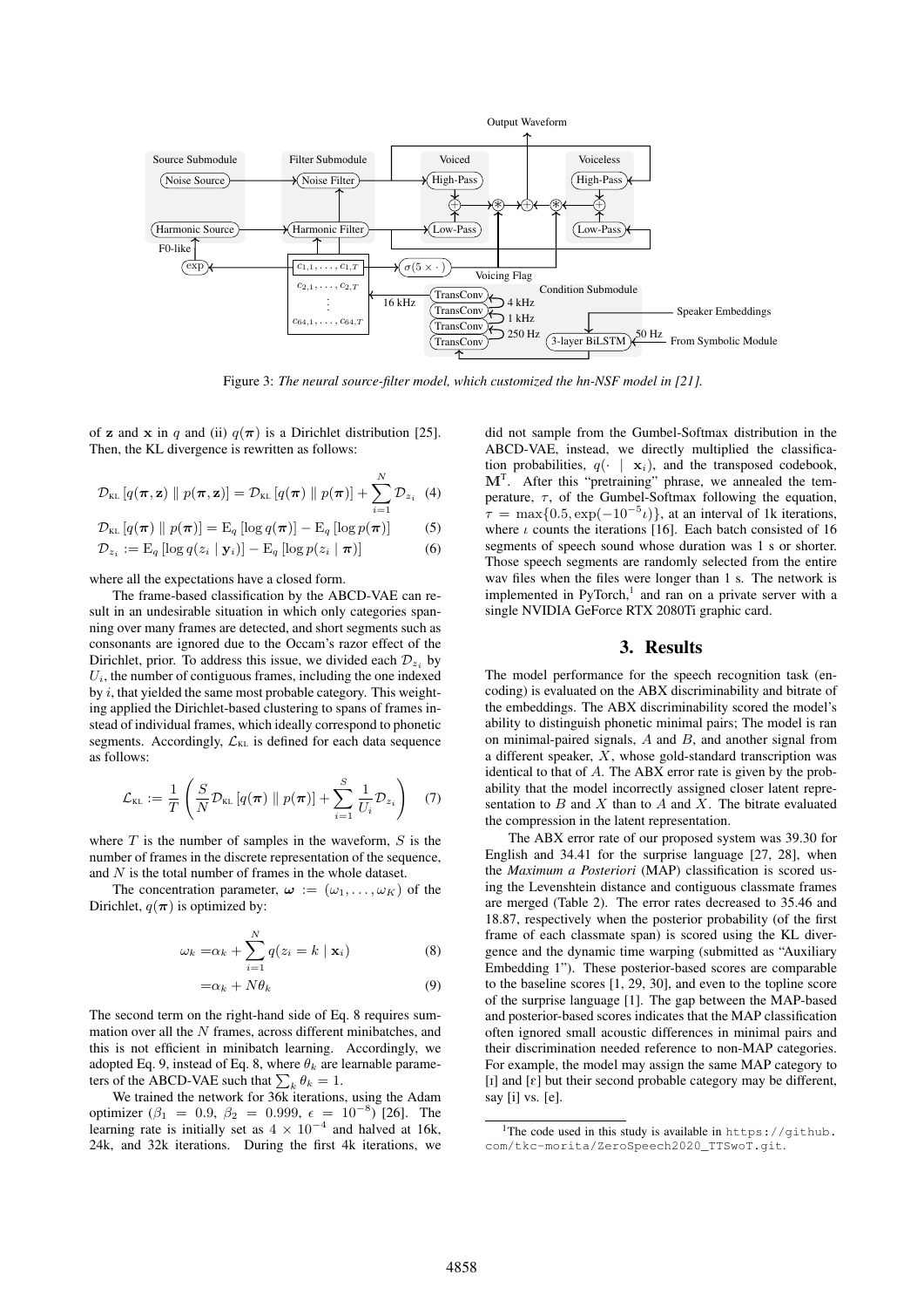Figure 3: *The neural source-filter model, which customized the hn-NSF model in [21].*

of $\mathbf{z}$ and $\mathbf{x}$ in $q$ and (ii) $q(\boldsymbol{\pi})$ is a Dirichlet distribution [25]. Then, the KL divergence is rewritten as follows:

$$\mathcal{D}_{\text{KL}}\left[q(\boldsymbol{\pi}, \mathbf{z}) \parallel p(\boldsymbol{\pi}, \mathbf{z})\right] = \mathcal{D}_{\text{KL}}\left[q(\boldsymbol{\pi}) \parallel p(\boldsymbol{\pi})\right] + \sum_{i=1}^{N} \mathcal{D}_{z_i} \quad (4)$$

$$\mathcal{D}_{\text{KL}}\left[q(\boldsymbol{\pi}) \parallel p(\boldsymbol{\pi})\right] = \mathrm{E}_q\left[\log q(\boldsymbol{\pi})\right] - \mathrm{E}_q\left[\log p(\boldsymbol{\pi})\right] \quad (5)$$

$$\mathcal{D}_{z_i} := \mathrm{E}_q\left[\log q(z_i \mid \mathbf{y}_i)\right] - \mathrm{E}_q\left[\log p(z_i \mid \boldsymbol{\pi})\right] \quad (6)$$

where all the expectations have a closed form.

The frame-based classification by the ABCD-VAE can result in an undesirable situation in which only categories spanning over many frames are detected, and short segments such as consonants are ignored due to the Occam's razor effect of the Dirichlet, prior. To address this issue, we divided each $\mathcal{D}_{z_i}$ by $U_i$, the number of contiguous frames, including the one indexed by $i$, that yielded the same most probable category. This weighting applied the Dirichlet-based clustering to spans of frames instead of individual frames, which ideally correspond to phonetic segments. Accordingly, $\mathcal{L}_{\text{KL}}$ is defined for each data sequence as follows:

$$\mathcal{L}_{\text{KL}} := \frac{1}{T}\left(\frac{S}{N}\mathcal{D}_{\text{KL}}\left[q(\boldsymbol{\pi}) \parallel p(\boldsymbol{\pi})\right] + \sum_{i=1}^{S}\frac{1}{U_i}\mathcal{D}_{z_i}\right) \quad (7)$$

where $T$ is the number of samples in the waveform, $S$ is the number of frames in the discrete representation of the sequence, and $N$ is the total number of frames in the whole dataset.

The concentration parameter, $\boldsymbol{\omega} := (\omega_1, \ldots, \omega_K)$ of the Dirichlet, $q(\boldsymbol{\pi})$ is optimized by:

$$\omega_k = \alpha_k + \sum_{i=1}^{N} q(z_i = k \mid \mathbf{x}_i) \quad (8)$$

$$= \alpha_k + N\theta_k \quad (9)$$

The second term on the right-hand side of Eq. 8 requires summation over all the $N$ frames, across different minibatches, and this is not efficient in minibatch learning. Accordingly, we adopted Eq. 9, instead of Eq. 8, where $\theta_k$ are learnable parameters of the ABCD-VAE such that $\sum_k \theta_k = 1$.

We trained the network for 36k iterations, using the Adam optimizer ($\beta_1 = 0.9$, $\beta_2 = 0.999$, $\epsilon = 10^{-8}$) [26]. The learning rate is initially set as $4 \times 10^{-4}$ and halved at 16k, 24k, and 32k iterations. During the first 4k iterations, we did not sample from the Gumbel-Softmax distribution in the ABCD-VAE, instead, we directly multiplied the classification probabilities, $q(\cdot \mid \mathbf{x}_i)$, and the transposed codebook, $\mathbf{M}^{\mathrm{T}}$. After this "pretraining" phrase, we annealed the temperature, $\tau$, of the Gumbel-Softmax following the equation, $\tau = \max\{0.5, \exp(-10^{-5}\iota)\}$, at an interval of 1k iterations, where $\iota$ counts the iterations [16]. Each batch consisted of 16 segments of speech sound whose duration was 1 s or shorter. Those speech segments are randomly selected from the entire wav files when the files were longer than 1 s. The network is implemented in PyTorch,[1] and ran on a private server with a single NVIDIA GeForce RTX 2080Ti graphic card.

## 3. Results

The model performance for the speech recognition task (encoding) is evaluated on the ABX discriminability and bitrate of the embeddings. The ABX discriminability scored the model's ability to distinguish phonetic minimal pairs; The model is ran on minimal-paired signals, $A$ and $B$, and another signal from a different speaker, $X$, whose gold-standard transcription was identical to that of $A$. The ABX error rate is given by the probability that the model incorrectly assigned closer latent representation to $B$ and $X$ than to $A$ and $X$. The bitrate evaluated the compression in the latent representation.

The ABX error rate of our proposed system was 39.30 for English and 34.41 for the surprise language [27, 28], when the *Maximum a Posteriori* (MAP) classification is scored using the Levenshtein distance and contiguous classmate frames are merged (Table 2). The error rates decreased to 35.46 and 18.87, respectively when the posterior probability (of the first frame of each classmate span) is scored using the KL divergence and the dynamic time warping (submitted as "Auxiliary Embedding 1"). These posterior-based scores are comparable to the baseline scores [1, 29, 30], and even to the topline score of the surprise language [1]. The gap between the MAP-based and posterior-based scores indicates that the MAP classification often ignored small acoustic differences in minimal pairs and their discrimination needed reference to non-MAP categories. For example, the model may assign the same MAP category to [ɪ] and [ɛ] but their second probable category may be different, say [i] vs. [e].

[1] The code used in this study is available in https://github.com/tkc-morita/ZeroSpeech2020_TTSwoT.git.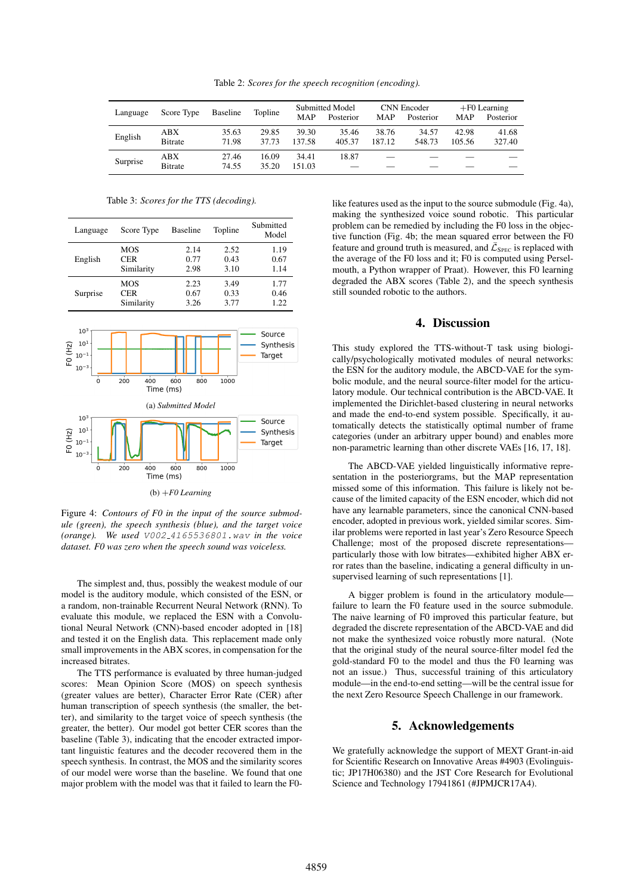Table 2: *Scores for the speech recognition (encoding).*

| Language | Score Type | Baseline | Topline | Submitted Model MAP | Submitted Model Posterior | CNN Encoder MAP | CNN Encoder Posterior | +F0 Learning MAP | +F0 Learning Posterior |
|---|---|---|---|---|---|---|---|---|---|
| English | ABX | 35.63 | 29.85 | 39.30 | 35.46 | 38.76 | 34.57 | 42.98 | 41.68 |
| | Bitrate | 71.98 | 37.73 | 137.58 | 405.37 | 187.12 | 548.73 | 105.56 | 327.40 |
| Surprise | ABX | 27.46 | 16.09 | 34.41 | 18.87 | — | — | — | — |
| | Bitrate | 74.55 | 35.20 | 151.03 | — | — | — | — | — |

Table 3: *Scores for the TTS (decoding).*

| Language | Score Type | Baseline | Topline | Submitted Model |
|---|---|---|---|---|
| English | MOS | 2.14 | 2.52 | 1.19 |
| | CER | 0.77 | 0.43 | 0.67 |
| | Similarity | 2.98 | 3.10 | 1.14 |
| Surprise | MOS | 2.23 | 3.49 | 1.77 |
| | CER | 0.67 | 0.33 | 0.46 |
| | Similarity | 3.26 | 3.77 | 1.22 |

(a) *Submitted Model*

(b) *+F0 Learning*

Figure 4: *Contours of F0 in the input of the source submodule (green), the speech synthesis (blue), and the target voice (orange). We used* `V002_4165536801.wav` *in the voice dataset. F0 was zero when the speech sound was voiceless.*

The simplest and, thus, possibly the weakest module of our model is the auditory module, which consisted of the ESN, or a random, non-trainable Recurrent Neural Network (RNN). To evaluate this module, we replaced the ESN with a Convolutional Neural Network (CNN)-based encoder adopted in [18] and tested it on the English data. This replacement made only small improvements in the ABX scores, in compensation for the increased bitrates.

The TTS performance is evaluated by three human-judged scores: Mean Opinion Score (MOS) on speech synthesis (greater values are better), Character Error Rate (CER) after human transcription of speech synthesis (the smaller, the better), and similarity to the target voice of speech synthesis (the greater, the better). Our model got better CER scores than the baseline (Table 3), indicating that the encoder extracted important linguistic features and the decoder recovered them in the speech synthesis. In contrast, the MOS and the similarity scores of our model were worse than the baseline. We found that one major problem with the model was that it failed to learn the F0-like features used as the input to the source submodule (Fig. 4a), making the synthesized voice sound robotic. This particular problem can be remedied by including the F0 loss in the objective function (Fig. 4b; the mean squared error between the F0 feature and ground truth is measured, and $\tilde{\mathcal{L}}_{\text{SPEC}}$ is replaced with the average of the F0 loss and it; F0 is computed using Perselmouth, a Python wrapper of Praat). However, this F0 learning degraded the ABX scores (Table 2), and the speech synthesis still sounded robotic to the authors.

## 4. Discussion

This study explored the TTS-without-T task using biologically/psychologically motivated modules of neural networks: the ESN for the auditory module, the ABCD-VAE for the symbolic module, and the neural source-filter model for the articulatory module. Our technical contribution is the ABCD-VAE. It implemented the Dirichlet-based clustering in neural networks and made the end-to-end system possible. Specifically, it automatically detects the statistically optimal number of frame categories (under an arbitrary upper bound) and enables more non-parametric learning than other discrete VAEs [16, 17, 18].

The ABCD-VAE yielded linguistically informative representation in the posteriorgrams, but the MAP representation missed some of this information. This failure is likely not because of the limited capacity of the ESN encoder, which did not have any learnable parameters, since the canonical CNN-based encoder, adopted in previous work, yielded similar scores. Similar problems were reported in last year's Zero Resource Speech Challenge; most of the proposed discrete representations—particularly those with low bitrates—exhibited higher ABX error rates than the baseline, indicating a general difficulty in unsupervised learning of such representations [1].

A bigger problem is found in the articulatory module—failure to learn the F0 feature used in the source submodule. The naive learning of F0 improved this particular feature, but degraded the discrete representation of the ABCD-VAE and did not make the synthesized voice robustly more natural. (Note that the original study of the neural source-filter model fed the gold-standard F0 to the model and thus the F0 learning was not an issue.) Thus, successful training of this articulatory module—in the end-to-end setting—will be the central issue for the next Zero Resource Speech Challenge in our framework.

## 5. Acknowledgements

We gratefully acknowledge the support of MEXT Grant-in-aid for Scientific Research on Innovative Areas #4903 (Evolinguistic; JP17H06380) and the JST Core Research for Evolutional Science and Technology 17941861 (#JPMJCR17A4).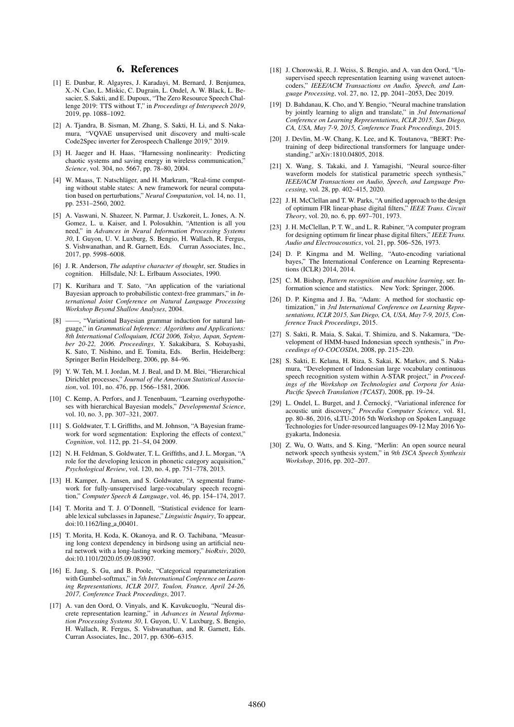## 6. References

[1] E. Dunbar, R. Algayres, J. Karadayi, M. Bernard, J. Benjumea, X.-N. Cao, L. Miskic, C. Dugrain, L. Ondel, A. W. Black, L. Besacier, S. Sakti, and E. Dupoux, "The Zero Resource Speech Challenge 2019: TTS without T," in *Proceedings of Interspeech 2019*, 2019, pp. 1088–1092.

[2] A. Tjandra, B. Sisman, M. Zhang, S. Sakti, H. Li, and S. Nakamura, "VQVAE unsupervised unit discovery and multi-scale Code2Spec inverter for Zerospeech Challenge 2019," 2019.

[3] H. Jaeger and H. Haas, "Harnessing nonlinearity: Predicting chaotic systems and saving energy in wireless communication," *Science*, vol. 304, no. 5667, pp. 78–80, 2004.

[4] W. Maass, T. Natschläger, and H. Markram, "Real-time computing without stable states: A new framework for neural computation based on perturbations," *Neural Computation*, vol. 14, no. 11, pp. 2531–2560, 2002.

[5] A. Vaswani, N. Shazeer, N. Parmar, J. Uszkoreit, L. Jones, A. N. Gomez, L. u. Kaiser, and I. Polosukhin, "Attention is all you need," in *Advances in Neural Information Processing Systems 30*, I. Guyon, U. V. Luxburg, S. Bengio, H. Wallach, R. Fergus, S. Vishwanathan, and R. Garnett, Eds. Curran Associates, Inc., 2017, pp. 5998–6008.

[6] J. R. Anderson, *The adaptive character of thought*, ser. Studies in cognition. Hillsdale, NJ: L. Erlbaum Associates, 1990.

[7] K. Kurihara and T. Sato, "An application of the variational Bayesian approach to probabilistic context-free grammars," in *International Joint Conference on Natural Language Processing Workshop Beyond Shallow Analyses*, 2004.

[8] ——, "Variational Bayesian grammar induction for natural language," in *Grammatical Inference: Algorithms and Applications: 8th International Colloquium, ICGI 2006, Tokyo, Japan, September 20-22, 2006. Proceedings*, Y. Sakakibara, S. Kobayashi, K. Sato, T. Nishino, and E. Tomita, Eds. Berlin, Heidelberg: Springer Berlin Heidelberg, 2006, pp. 84–96.

[9] Y. W. Teh, M. I. Jordan, M. J. Beal, and D. M. Blei, "Hierarchical Dirichlet processes," *Journal of the American Statistical Association*, vol. 101, no. 476, pp. 1566–1581, 2006.

[10] C. Kemp, A. Perfors, and J. Tenenbaum, "Learning overhypotheses with hierarchical Bayesian models," *Developmental Science*, vol. 10, no. 3, pp. 307–321, 2007.

[11] S. Goldwater, T. L Griffiths, and M. Johnson, "A Bayesian framework for word segmentation: Exploring the effects of context," *Cognition*, vol. 112, pp. 21–54, 04 2009.

[12] N. H. Feldman, S. Goldwater, T. L. Griffiths, and J. L. Morgan, "A role for the developing lexicon in phonetic category acquisition," *Psychological Review*, vol. 120, no. 4, pp. 751–778, 2013.

[13] H. Kamper, A. Jansen, and S. Goldwater, "A segmental framework for fully-unsupervised large-vocabulary speech recognition," *Computer Speech & Language*, vol. 46, pp. 154–174, 2017.

[14] T. Morita and T. J. O'Donnell, "Statistical evidence for learnable lexical subclasses in Japanese," *Linguistic Inquiry*, To appear, doi:10.1162/ling_a_00401.

[15] T. Morita, H. Koda, K. Okanoya, and R. O. Tachibana, "Measuring long context dependency in birdsong using an artificial neural network with a long-lasting working memory," *bioRxiv*, 2020, doi:10.1101/2020.05.09.083907.

[16] E. Jang, S. Gu, and B. Poole, "Categorical reparameterization with Gumbel-softmax," in *5th International Conference on Learning Representations, ICLR 2017, Toulon, France, April 24-26, 2017, Conference Track Proceedings*, 2017.

[17] A. van den Oord, O. Vinyals, and K. Kavukcuoglu, "Neural discrete representation learning," in *Advances in Neural Information Processing Systems 30*, I. Guyon, U. V. Luxburg, S. Bengio, H. Wallach, R. Fergus, S. Vishwanathan, and R. Garnett, Eds. Curran Associates, Inc., 2017, pp. 6306–6315.

[18] J. Chorowski, R. J. Weiss, S. Bengio, and A. van den Oord, "Unsupervised speech representation learning using wavenet autoencoders," *IEEE/ACM Transactions on Audio, Speech, and Language Processing*, vol. 27, no. 12, pp. 2041–2053, Dec 2019.

[19] D. Bahdanau, K. Cho, and Y. Bengio, "Neural machine translation by jointly learning to align and translate," in *3rd International Conference on Learning Representations, ICLR 2015, San Diego, CA, USA, May 7-9, 2015, Conference Track Proceedings*, 2015.

[20] J. Devlin, M.-W. Chang, K. Lee, and K. Toutanova, "BERT: Pre-training of deep bidirectional transformers for language understanding," arXiv:1810.04805, 2018.

[21] X. Wang, S. Takaki, and J. Yamagishi, "Neural source-filter waveform models for statistical parametric speech synthesis," *IEEE/ACM Transactions on Audio, Speech, and Language Processing*, vol. 28, pp. 402–415, 2020.

[22] J. H. McClellan and T. W. Parks, "A unified approach to the design of optimum FIR linear-phase digital filters," *IEEE Trans. Circuit Theory*, vol. 20, no. 6, pp. 697–701, 1973.

[23] J. H. McClellan, P. T. W., and L. R. Rabiner, "A computer program for designing optimum fir linear phase digital filters," *IEEE Trans. Audio and Electroacoustics*, vol. 21, pp. 506–526, 1973.

[24] D. P. Kingma and M. Welling, "Auto-encoding variational bayes," The International Conference on Learning Representations (ICLR) 2014, 2014.

[25] C. M. Bishop, *Pattern recognition and machine learning*, ser. Information science and statistics. New York: Springer, 2006.

[26] D. P. Kingma and J. Ba, "Adam: A method for stochastic optimization," in *3rd International Conference on Learning Representations, ICLR 2015, San Diego, CA, USA, May 7-9, 2015, Conference Track Proceedings*, 2015.

[27] S. Sakti, R. Maia, S. Sakai, T. Shimizu, and S. Nakamura, "Development of HMM-based Indonesian speech synthesis," in *Proceedings of O-COCOSDA*, 2008, pp. 215–220.

[28] S. Sakti, E. Kelana, H. Riza, S. Sakai, K. Markov, and S. Nakamura, "Development of Indonesian large vocabulary continuous speech recognition system within A-STAR project," in *Proceedings of the Workshop on Technologies and Corpora for Asia-Pacific Speech Translation (TCAST)*, 2008, pp. 19–24.

[29] L. Ondel, L. Burget, and J. Černocký, "Variational inference for acoustic unit discovery," *Procedia Computer Science*, vol. 81, pp. 80–86, 2016, sLTU-2016 5th Workshop on Spoken Language Technologies for Under-resourced languages 09-12 May 2016 Yogyakarta, Indonesia.

[30] Z. Wu, O. Watts, and S. King, "Merlin: An open source neural network speech synthesis system," in *9th ISCA Speech Synthesis Workshop*, 2016, pp. 202–207.